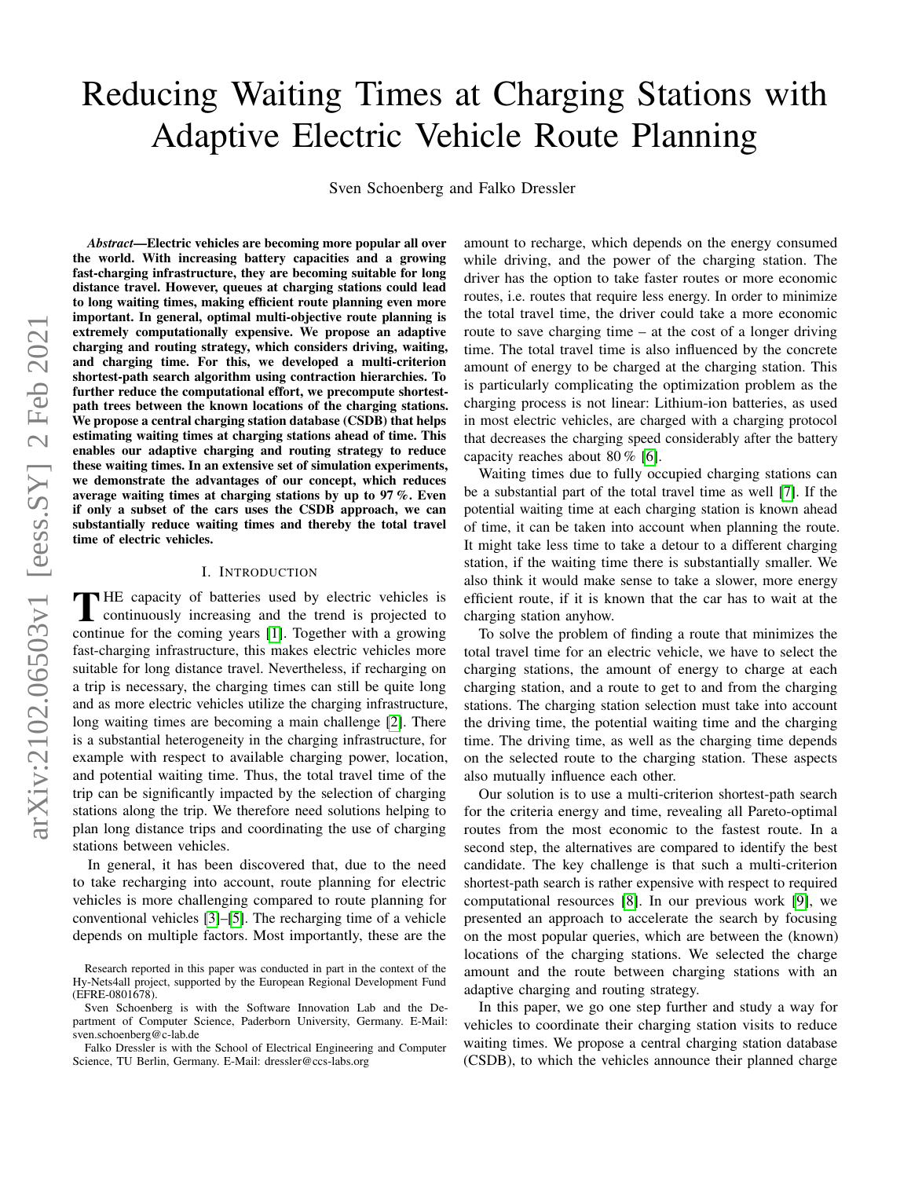# Reducing Waiting Times at Charging Stations with Adaptive Electric Vehicle Route Planning

Sven Schoenberg and Falko Dressler

***Abstract*—Electric vehicles are becoming more popular all over the world. With increasing battery capacities and a growing fast-charging infrastructure, they are becoming suitable for long distance travel. However, queues at charging stations could lead to long waiting times, making efficient route planning even more important. In general, optimal multi-objective route planning is extremely computationally expensive. We propose an adaptive charging and routing strategy, which considers driving, waiting, and charging time. For this, we developed a multi-criterion shortest-path search algorithm using contraction hierarchies. To further reduce the computational effort, we precompute shortest-path trees between the known locations of the charging stations. We propose a central charging station database (CSDB) that helps estimating waiting times at charging stations ahead of time. This enables our adaptive charging and routing strategy to reduce these waiting times. In an extensive set of simulation experiments, we demonstrate the advantages of our concept, which reduces average waiting times at charging stations by up to 97 %. Even if only a subset of the cars uses the CSDB approach, we can substantially reduce waiting times and thereby the total travel time of electric vehicles.**

## I. Introduction

The capacity of batteries used by electric vehicles is continuously increasing and the trend is projected to continue for the coming years [1]. Together with a growing fast-charging infrastructure, this makes electric vehicles more suitable for long distance travel. Nevertheless, if recharging on a trip is necessary, the charging times can still be quite long and as more electric vehicles utilize the charging infrastructure, long waiting times are becoming a main challenge [2]. There is a substantial heterogeneity in the charging infrastructure, for example with respect to available charging power, location, and potential waiting time. Thus, the total travel time of the trip can be significantly impacted by the selection of charging stations along the trip. We therefore need solutions helping to plan long distance trips and coordinating the use of charging stations between vehicles.

In general, it has been discovered that, due to the need to take recharging into account, route planning for electric vehicles is more challenging compared to route planning for conventional vehicles [3]–[5]. The recharging time of a vehicle depends on multiple factors. Most importantly, these are the amount to recharge, which depends on the energy consumed while driving, and the power of the charging station. The driver has the option to take faster routes or more economic routes, i.e. routes that require less energy. In order to minimize the total travel time, the driver could take a more economic route to save charging time – at the cost of a longer driving time. The total travel time is also influenced by the concrete amount of energy to be charged at the charging station. This is particularly complicating the optimization problem as the charging process is not linear: Lithium-ion batteries, as used in most electric vehicles, are charged with a charging protocol that decreases the charging speed considerably after the battery capacity reaches about 80 % [6].

Waiting times due to fully occupied charging stations can be a substantial part of the total travel time as well [7]. If the potential waiting time at each charging station is known ahead of time, it can be taken into account when planning the route. It might take less time to take a detour to a different charging station, if the waiting time there is substantially smaller. We also think it would make sense to take a slower, more energy efficient route, if it is known that the car has to wait at the charging station anyhow.

To solve the problem of finding a route that minimizes the total travel time for an electric vehicle, we have to select the charging stations, the amount of energy to charge at each charging station, and a route to get to and from the charging stations. The charging station selection must take into account the driving time, the potential waiting time and the charging time. The driving time, as well as the charging time depends on the selected route to the charging station. These aspects also mutually influence each other.

Our solution is to use a multi-criterion shortest-path search for the criteria energy and time, revealing all Pareto-optimal routes from the most economic to the fastest route. In a second step, the alternatives are compared to identify the best candidate. The key challenge is that such a multi-criterion shortest-path search is rather expensive with respect to required computational resources [8]. In our previous work [9], we presented an approach to accelerate the search by focusing on the most popular queries, which are between the (known) locations of the charging stations. We selected the charge amount and the route between charging stations with an adaptive charging and routing strategy.

In this paper, we go one step further and study a way for vehicles to coordinate their charging station visits to reduce waiting times. We propose a central charging station database (CSDB), to which the vehicles announce their planned charge

Research reported in this paper was conducted in part in the context of the Hy-Nets4all project, supported by the European Regional Development Fund (EFRE-0801678).

Sven Schoenberg is with the Software Innovation Lab and the Department of Computer Science, Paderborn University, Germany. E-Mail: sven.schoenberg@c-lab.de

Falko Dressler is with the School of Electrical Engineering and Computer Science, TU Berlin, Germany. E-Mail: dressler@ccs-labs.org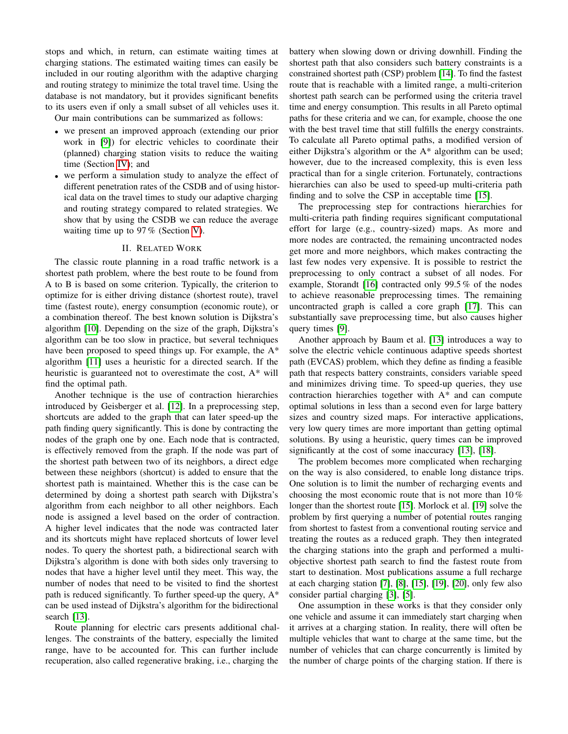stops and which, in return, can estimate waiting times at charging stations. The estimated waiting times can easily be included in our routing algorithm with the adaptive charging and routing strategy to minimize the total travel time. Using the database is not mandatory, but it provides significant benefits to its users even if only a small subset of all vehicles uses it.

Our main contributions can be summarized as follows:

- we present an improved approach (extending our prior work in [9]) for electric vehicles to coordinate their (planned) charging station visits to reduce the waiting time (Section IV); and
- we perform a simulation study to analyze the effect of different penetration rates of the CSDB and of using historical data on the travel times to study our adaptive charging and routing strategy compared to related strategies. We show that by using the CSDB we can reduce the average waiting time up to 97 % (Section V).

## II. Related Work

The classic route planning in a road traffic network is a shortest path problem, where the best route to be found from A to B is based on some criterion. Typically, the criterion to optimize for is either driving distance (shortest route), travel time (fastest route), energy consumption (economic route), or a combination thereof. The best known solution is Dijkstra's algorithm [10]. Depending on the size of the graph, Dijkstra's algorithm can be too slow in practice, but several techniques have been proposed to speed things up. For example, the A* algorithm [11] uses a heuristic for a directed search. If the heuristic is guaranteed not to overestimate the cost, A* will find the optimal path.

Another technique is the use of contraction hierarchies introduced by Geisberger et al. [12]. In a preprocessing step, shortcuts are added to the graph that can later speed-up the path finding query significantly. This is done by contracting the nodes of the graph one by one. Each node that is contracted, is effectively removed from the graph. If the node was part of the shortest path between two of its neighbors, a direct edge between these neighbors (shortcut) is added to ensure that the shortest path is maintained. Whether this is the case can be determined by doing a shortest path search with Dijkstra's algorithm from each neighbor to all other neighbors. Each node is assigned a level based on the order of contraction. A higher level indicates that the node was contracted later and its shortcuts might have replaced shortcuts of lower level nodes. To query the shortest path, a bidirectional search with Dijkstra's algorithm is done with both sides only traversing to nodes that have a higher level until they meet. This way, the number of nodes that need to be visited to find the shortest path is reduced significantly. To further speed-up the query, A* can be used instead of Dijkstra's algorithm for the bidirectional search [13].

Route planning for electric cars presents additional challenges. The constraints of the battery, especially the limited range, have to be accounted for. This can further include recuperation, also called regenerative braking, i.e., charging the battery when slowing down or driving downhill. Finding the shortest path that also considers such battery constraints is a constrained shortest path (CSP) problem [14]. To find the fastest route that is reachable with a limited range, a multi-criterion shortest path search can be performed using the criteria travel time and energy consumption. This results in all Pareto optimal paths for these criteria and we can, for example, choose the one with the best travel time that still fulfills the energy constraints. To calculate all Pareto optimal paths, a modified version of either Dijkstra's algorithm or the A* algorithm can be used; however, due to the increased complexity, this is even less practical than for a single criterion. Fortunately, contractions hierarchies can also be used to speed-up multi-criteria path finding and to solve the CSP in acceptable time [15].

The preprocessing step for contractions hierarchies for multi-criteria path finding requires significant computational effort for large (e.g., country-sized) maps. As more and more nodes are contracted, the remaining uncontracted nodes get more and more neighbors, which makes contracting the last few nodes very expensive. It is possible to restrict the preprocessing to only contract a subset of all nodes. For example, Storandt [16] contracted only 99.5 % of the nodes to achieve reasonable preprocessing times. The remaining uncontracted graph is called a core graph [17]. This can substantially save preprocessing time, but also causes higher query times [9].

Another approach by Baum et al. [13] introduces a way to solve the electric vehicle continuous adaptive speeds shortest path (EVCAS) problem, which they define as finding a feasible path that respects battery constraints, considers variable speed and minimizes driving time. To speed-up queries, they use contraction hierarchies together with A* and can compute optimal solutions in less than a second even for large battery sizes and country sized maps. For interactive applications, very low query times are more important than getting optimal solutions. By using a heuristic, query times can be improved significantly at the cost of some inaccuracy [13], [18].

The problem becomes more complicated when recharging on the way is also considered, to enable long distance trips. One solution is to limit the number of recharging events and choosing the most economic route that is not more than 10 % longer than the shortest route [15]. Morlock et al. [19] solve the problem by first querying a number of potential routes ranging from shortest to fastest from a conventional routing service and treating the routes as a reduced graph. They then integrated the charging stations into the graph and performed a multi-objective shortest path search to find the fastest route from start to destination. Most publications assume a full recharge at each charging station [7], [8], [15], [19], [20], only few also consider partial charging [3], [5].

One assumption in these works is that they consider only one vehicle and assume it can immediately start charging when it arrives at a charging station. In reality, there will often be multiple vehicles that want to charge at the same time, but the number of vehicles that can charge concurrently is limited by the number of charge points of the charging station. If there is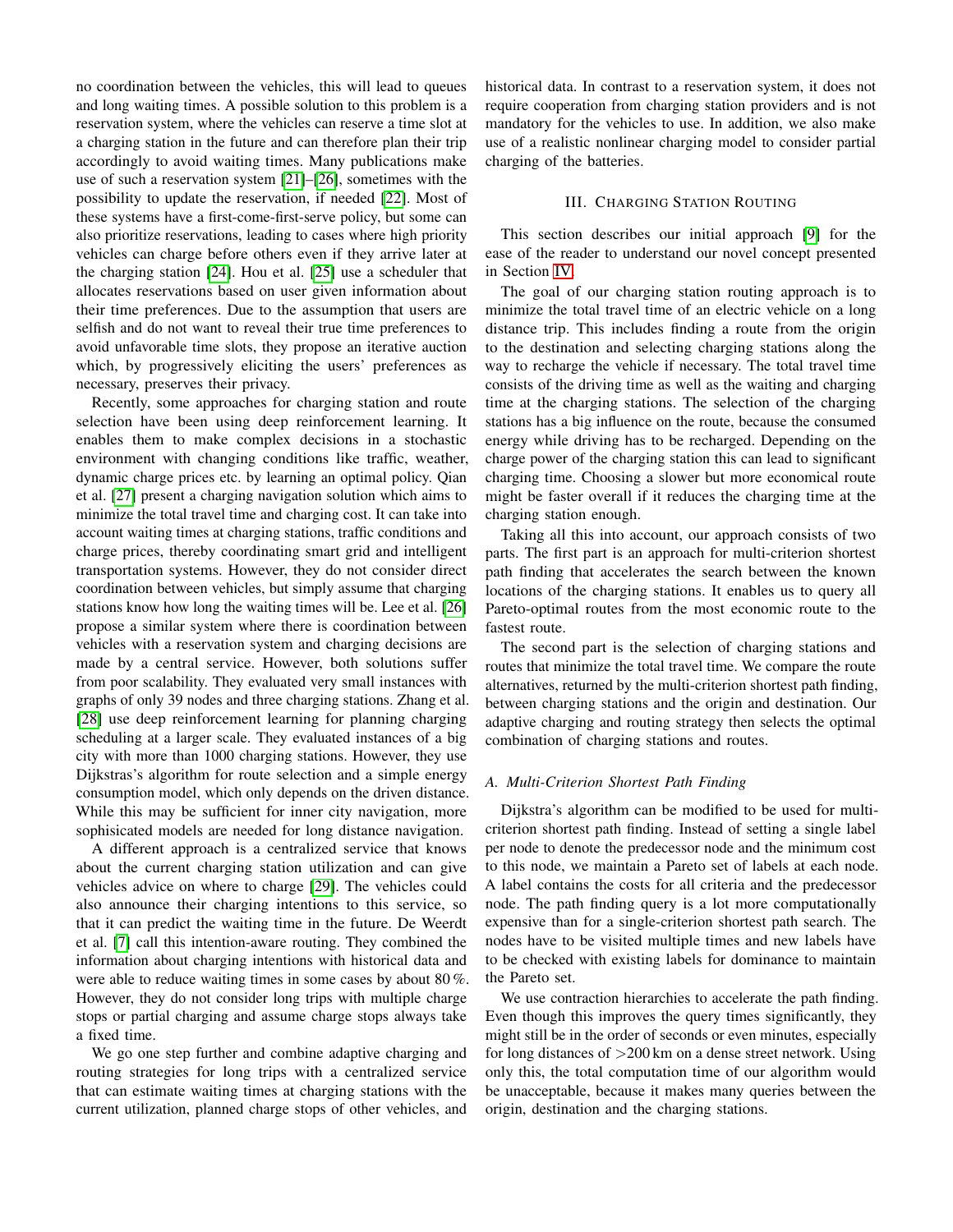no coordination between the vehicles, this will lead to queues and long waiting times. A possible solution to this problem is a reservation system, where the vehicles can reserve a time slot at a charging station in the future and can therefore plan their trip accordingly to avoid waiting times. Many publications make use of such a reservation system [21]–[26], sometimes with the possibility to update the reservation, if needed [22]. Most of these systems have a first-come-first-serve policy, but some can also prioritize reservations, leading to cases where high priority vehicles can charge before others even if they arrive later at the charging station [24]. Hou et al. [25] use a scheduler that allocates reservations based on user given information about their time preferences. Due to the assumption that users are selfish and do not want to reveal their true time preferences to avoid unfavorable time slots, they propose an iterative auction which, by progressively eliciting the users' preferences as necessary, preserves their privacy.

Recently, some approaches for charging station and route selection have been using deep reinforcement learning. It enables them to make complex decisions in a stochastic environment with changing conditions like traffic, weather, dynamic charge prices etc. by learning an optimal policy. Qian et al. [27] present a charging navigation solution which aims to minimize the total travel time and charging cost. It can take into account waiting times at charging stations, traffic conditions and charge prices, thereby coordinating smart grid and intelligent transportation systems. However, they do not consider direct coordination between vehicles, but simply assume that charging stations know how long the waiting times will be. Lee et al. [26] propose a similar system where there is coordination between vehicles with a reservation system and charging decisions are made by a central service. However, both solutions suffer from poor scalability. They evaluated very small instances with graphs of only 39 nodes and three charging stations. Zhang et al. [28] use deep reinforcement learning for planning charging scheduling at a larger scale. They evaluated instances of a big city with more than 1000 charging stations. However, they use Dijkstras's algorithm for route selection and a simple energy consumption model, which only depends on the driven distance. While this may be sufficient for inner city navigation, more sophisicated models are needed for long distance navigation.

A different approach is a centralized service that knows about the current charging station utilization and can give vehicles advice on where to charge [29]. The vehicles could also announce their charging intentions to this service, so that it can predict the waiting time in the future. De Weerdt et al. [7] call this intention-aware routing. They combined the information about charging intentions with historical data and were able to reduce waiting times in some cases by about 80 %. However, they do not consider long trips with multiple charge stops or partial charging and assume charge stops always take a fixed time.

We go one step further and combine adaptive charging and routing strategies for long trips with a centralized service that can estimate waiting times at charging stations with the current utilization, planned charge stops of other vehicles, and historical data. In contrast to a reservation system, it does not require cooperation from charging station providers and is not mandatory for the vehicles to use. In addition, we also make use of a realistic nonlinear charging model to consider partial charging of the batteries.

## III. Charging Station Routing

This section describes our initial approach [9] for the ease of the reader to understand our novel concept presented in Section IV.

The goal of our charging station routing approach is to minimize the total travel time of an electric vehicle on a long distance trip. This includes finding a route from the origin to the destination and selecting charging stations along the way to recharge the vehicle if necessary. The total travel time consists of the driving time as well as the waiting and charging time at the charging stations. The selection of the charging stations has a big influence on the route, because the consumed energy while driving has to be recharged. Depending on the charge power of the charging station this can lead to significant charging time. Choosing a slower but more economical route might be faster overall if it reduces the charging time at the charging station enough.

Taking all this into account, our approach consists of two parts. The first part is an approach for multi-criterion shortest path finding that accelerates the search between the known locations of the charging stations. It enables us to query all Pareto-optimal routes from the most economic route to the fastest route.

The second part is the selection of charging stations and routes that minimize the total travel time. We compare the route alternatives, returned by the multi-criterion shortest path finding, between charging stations and the origin and destination. Our adaptive charging and routing strategy then selects the optimal combination of charging stations and routes.

### A. Multi-Criterion Shortest Path Finding

Dijkstra's algorithm can be modified to be used for multi-criterion shortest path finding. Instead of setting a single label per node to denote the predecessor node and the minimum cost to this node, we maintain a Pareto set of labels at each node. A label contains the costs for all criteria and the predecessor node. The path finding query is a lot more computationally expensive than for a single-criterion shortest path search. The nodes have to be visited multiple times and new labels have to be checked with existing labels for dominance to maintain the Pareto set.

We use contraction hierarchies to accelerate the path finding. Even though this improves the query times significantly, they might still be in the order of seconds or even minutes, especially for long distances of $>$200 km on a dense street network. Using only this, the total computation time of our algorithm would be unacceptable, because it makes many queries between the origin, destination and the charging stations.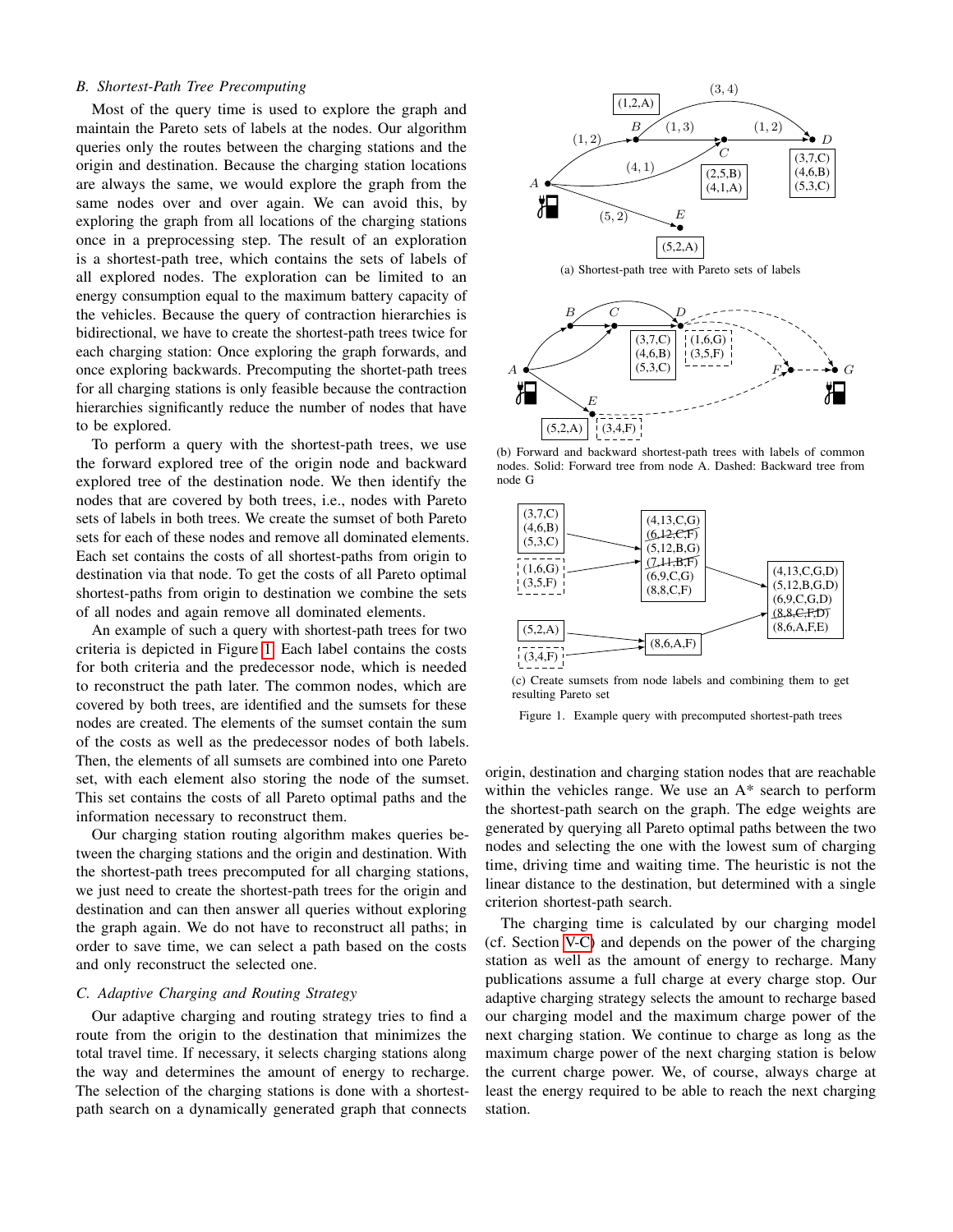### B. Shortest-Path Tree Precomputing

Most of the query time is used to explore the graph and maintain the Pareto sets of labels at the nodes. Our algorithm queries only the routes between the charging stations and the origin and destination. Because the charging station locations are always the same, we would explore the graph from the same nodes over and over again. We can avoid this, by exploring the graph from all locations of the charging stations once in a preprocessing step. The result of an exploration is a shortest-path tree, which contains the sets of labels of all explored nodes. The exploration can be limited to an energy consumption equal to the maximum battery capacity of the vehicles. Because the query of contraction hierarchies is bidirectional, we have to create the shortest-path trees twice for each charging station: Once exploring the graph forwards, and once exploring backwards. Precomputing the shortet-path trees for all charging stations is only feasible because the contraction hierarchies significantly reduce the number of nodes that have to be explored.

To perform a query with the shortest-path trees, we use the forward explored tree of the origin node and backward explored tree of the destination node. We then identify the nodes that are covered by both trees, i.e., nodes with Pareto sets of labels in both trees. We create the sumset of both Pareto sets for each of these nodes and remove all dominated elements. Each set contains the costs of all shortest-paths from origin to destination via that node. To get the costs of all Pareto optimal shortest-paths from origin to destination we combine the sets of all nodes and again remove all dominated elements.

An example of such a query with shortest-path trees for two criteria is depicted in Figure 1. Each label contains the costs for both criteria and the predecessor node, which is needed to reconstruct the path later. The common nodes, which are covered by both trees, are identified and the sumsets for these nodes are created. The elements of the sumset contain the sum of the costs as well as the predecessor nodes of both labels. Then, the elements of all sumsets are combined into one Pareto set, with each element also storing the node of the sumset. This set contains the costs of all Pareto optimal paths and the information necessary to reconstruct them.

Our charging station routing algorithm makes queries between the charging stations and the origin and destination. With the shortest-path trees precomputed for all charging stations, we just need to create the shortest-path trees for the origin and destination and can then answer all queries without exploring the graph again. We do not have to reconstruct all paths; in order to save time, we can select a path based on the costs and only reconstruct the selected one.

(a) Shortest-path tree with Pareto sets of labels

(b) Forward and backward shortest-path trees with labels of common nodes. Solid: Forward tree from node A. Dashed: Backward tree from node G

(c) Create sumsets from node labels and combining them to get resulting Pareto set

Figure 1. Example query with precomputed shortest-path trees

### C. Adaptive Charging and Routing Strategy

Our adaptive charging and routing strategy tries to find a route from the origin to the destination that minimizes the total travel time. If necessary, it selects charging stations along the way and determines the amount of energy to recharge. The selection of the charging stations is done with a shortest-path search on a dynamically generated graph that connects origin, destination and charging station nodes that are reachable within the vehicles range. We use an A* search to perform the shortest-path search on the graph. The edge weights are generated by querying all Pareto optimal paths between the two nodes and selecting the one with the lowest sum of charging time, driving time and waiting time. The heuristic is not the linear distance to the destination, but determined with a single criterion shortest-path search.

The charging time is calculated by our charging model (cf. Section V-C) and depends on the power of the charging station as well as the amount of energy to recharge. Many publications assume a full charge at every charge stop. Our adaptive charging strategy selects the amount to recharge based our charging model and the maximum charge power of the next charging station. We continue to charge as long as the maximum charge power of the next charging station is below the current charge power. We, of course, always charge at least the energy required to be able to reach the next charging station.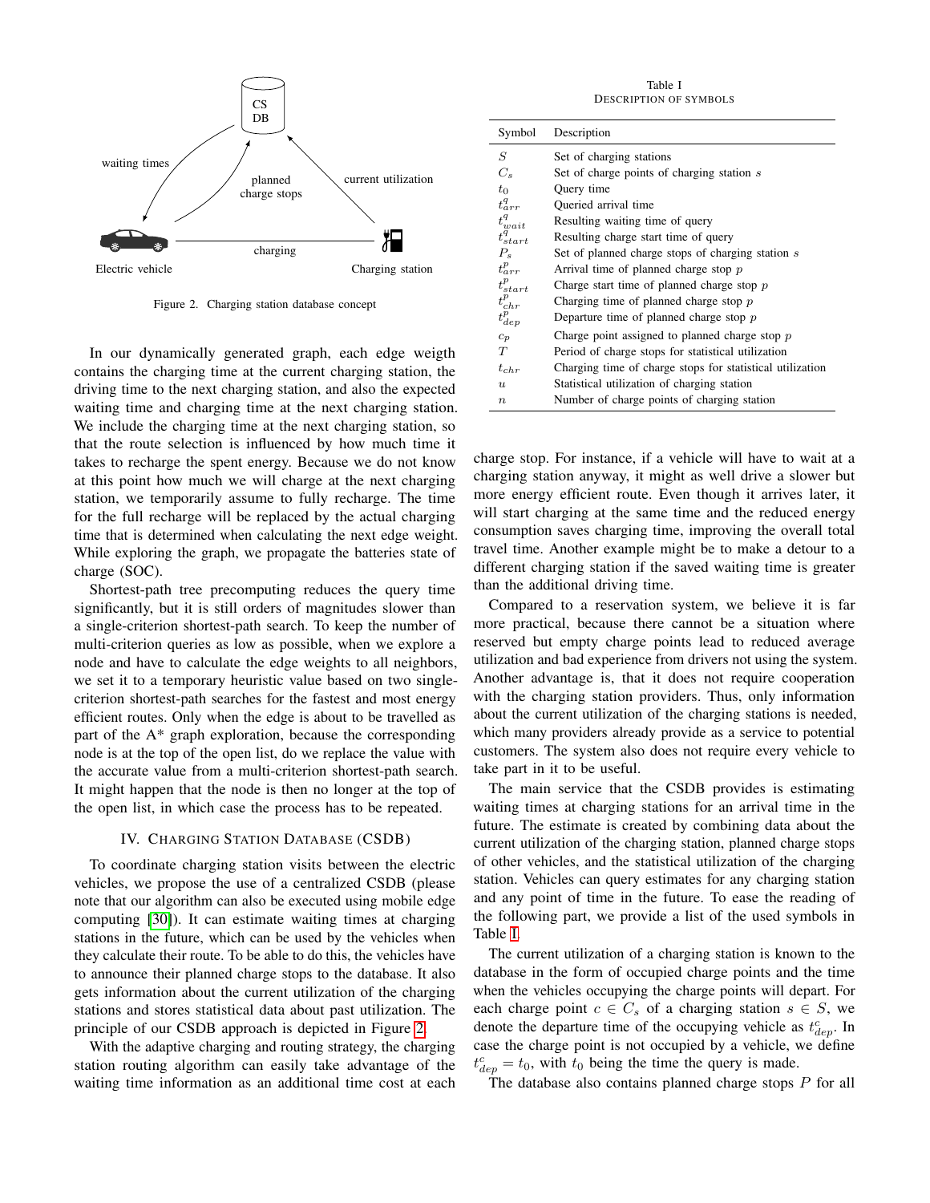Figure 2. Charging station database concept

In our dynamically generated graph, each edge weigth contains the charging time at the current charging station, the driving time to the next charging station, and also the expected waiting time and charging time at the next charging station. We include the charging time at the next charging station, so that the route selection is influenced by how much time it takes to recharge the spent energy. Because we do not know at this point how much we will charge at the next charging station, we temporarily assume to fully recharge. The time for the full recharge will be replaced by the actual charging time that is determined when calculating the next edge weight. While exploring the graph, we propagate the batteries state of charge (SOC).

Shortest-path tree precomputing reduces the query time significantly, but it is still orders of magnitudes slower than a single-criterion shortest-path search. To keep the number of multi-criterion queries as low as possible, when we explore a node and have to calculate the edge weights to all neighbors, we set it to a temporary heuristic value based on two single-criterion shortest-path searches for the fastest and most energy efficient routes. Only when the edge is about to be travelled as part of the A* graph exploration, because the corresponding node is at the top of the open list, do we replace the value with the accurate value from a multi-criterion shortest-path search. It might happen that the node is then no longer at the top of the open list, in which case the process has to be repeated.

## IV. Charging Station Database (CSDB)

To coordinate charging station visits between the electric vehicles, we propose the use of a centralized CSDB (please note that our algorithm can also be executed using mobile edge computing [30]). It can estimate waiting times at charging stations in the future, which can be used by the vehicles when they calculate their route. To be able to do this, the vehicles have to announce their planned charge stops to the database. It also gets information about the current utilization of the charging stations and stores statistical data about past utilization. The principle of our CSDB approach is depicted in Figure 2.

With the adaptive charging and routing strategy, the charging station routing algorithm can easily take advantage of the waiting time information as an additional time cost at each charge stop. For instance, if a vehicle will have to wait at a charging station anyway, it might as well drive a slower but more energy efficient route. Even though it arrives later, it will start charging at the same time and the reduced energy consumption saves charging time, improving the overall total travel time. Another example might be to make a detour to a different charging station if the saved waiting time is greater than the additional driving time.

Table I
Description of symbols

| Symbol | Description |
|---|---|
| $S$ | Set of charging stations |
| $C_s$ | Set of charge points of charging station $s$ |
| $t_0$ | Query time |
| $t^q_{arr}$ | Queried arrival time |
| $t^q_{wait}$ | Resulting waiting time of query |
| $t^q_{start}$ | Resulting charge start time of query |
| $P_s$ | Set of planned charge stops of charging station $s$ |
| $t^p_{arr}$ | Arrival time of planned charge stop $p$ |
| $t^p_{start}$ | Charge start time of planned charge stop $p$ |
| $t^p_{chr}$ | Charging time of planned charge stop $p$ |
| $t^p_{dep}$ | Departure time of planned charge stop $p$ |
| $c_p$ | Charge point assigned to planned charge stop $p$ |
| $T$ | Period of charge stops for statistical utilization |
| $t_{chr}$ | Charging time of charge stops for statistical utilization |
| $u$ | Statistical utilization of charging station |
| $n$ | Number of charge points of charging station |

Compared to a reservation system, we believe it is far more practical, because there cannot be a situation where reserved but empty charge points lead to reduced average utilization and bad experience from drivers not using the system. Another advantage is, that it does not require cooperation with the charging station providers. Thus, only information about the current utilization of the charging stations is needed, which many providers already provide as a service to potential customers. The system also does not require every vehicle to take part in it to be useful.

The main service that the CSDB provides is estimating waiting times at charging stations for an arrival time in the future. The estimate is created by combining data about the current utilization of the charging station, planned charge stops of other vehicles, and the statistical utilization of the charging station. Vehicles can query estimates for any charging station and any point of time in the future. To ease the reading of the following part, we provide a list of the used symbols in Table I.

The current utilization of a charging station is known to the database in the form of occupied charge points and the time when the vehicles occupying the charge points will depart. For each charge point $c \in C_s$ of a charging station $s \in S$, we denote the departure time of the occupying vehicle as $t^c_{dep}$. In case the charge point is not occupied by a vehicle, we define $t^c_{dep} = t_0$, with $t_0$ being the time the query is made.

The database also contains planned charge stops $P$ for all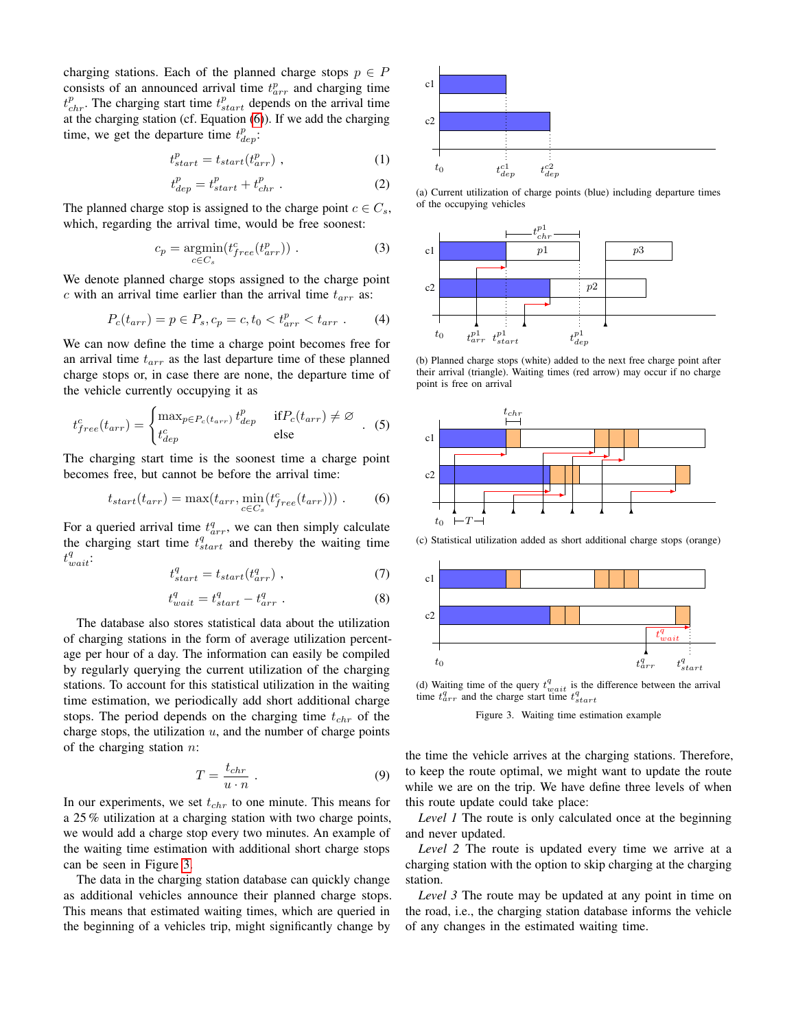charging stations. Each of the planned charge stops $p \in P$ consists of an announced arrival time $t^p_{arr}$ and charging time $t^p_{chr}$. The charging start time $t^p_{start}$ depends on the arrival time at the charging station (cf. Equation (6)). If we add the charging time, we get the departure time $t^p_{dep}$:

$$t^p_{start} = t_{start}(t^p_{arr}) \ , \tag{1}$$

$$t^p_{dep} = t^p_{start} + t^p_{chr} \ . \tag{2}$$

The planned charge stop is assigned to the charge point $c \in C_s$, which, regarding the arrival time, would be free soonest:

$$c_p = \underset{c \in C_s}{\operatorname{argmin}}(t^c_{free}(t^p_{arr})) \ . \tag{3}$$

We denote planned charge stops assigned to the charge point $c$ with an arrival time earlier than the arrival time $t_{arr}$ as:

$$P_c(t_{arr}) = p \in P_s, c_p = c, t_0 < t^p_{arr} < t_{arr} \ . \tag{4}$$

We can now define the time a charge point becomes free for an arrival time $t_{arr}$ as the last departure time of these planned charge stops or, in case there are none, the departure time of the vehicle currently occupying it as

$$t^c_{free}(t_{arr}) = \begin{cases} \max_{p \in P_c(t_{arr})} t^p_{dep} & \text{if} P_c(t_{arr}) \neq \varnothing \\ t^c_{dep} & \text{else} \end{cases} \ . \tag{5}$$

The charging start time is the soonest time a charge point becomes free, but cannot be before the arrival time:

$$t_{start}(t_{arr}) = \max(t_{arr}, \min_{c \in C_s}(t^c_{free}(t_{arr}))) \ . \tag{6}$$

For a queried arrival time $t^q_{arr}$, we can then simply calculate the charging start time $t^q_{start}$ and thereby the waiting time $t^q_{wait}$:

$$t^q_{start} = t_{start}(t^q_{arr}) \ , \tag{7}$$

$$t^q_{wait} = t^q_{start} - t^q_{arr} \ . \tag{8}$$

The database also stores statistical data about the utilization of charging stations in the form of average utilization percentage per hour of a day. The information can easily be compiled by regularly querying the current utilization of the charging stations. To account for this statistical utilization in the waiting time estimation, we periodically add short additional charge stops. The period depends on the charging time $t_{chr}$ of the charge stops, the utilization $u$, and the number of charge points of the charging station $n$:

$$T = \frac{t_{chr}}{u \cdot n} \ . \tag{9}$$

In our experiments, we set $t_{chr}$ to one minute. This means for a 25 % utilization at a charging station with two charge points, we would add a charge stop every two minutes. An example of the waiting time estimation with additional short charge stops can be seen in Figure 3.

The data in the charging station database can quickly change as additional vehicles announce their planned charge stops. This means that estimated waiting times, which are queried in the beginning of a vehicles trip, might significantly change by the time the vehicle arrives at the charging stations. Therefore, to keep the route optimal, we might want to update the route while we are on the trip. We have define three levels of when this route update could take place:

*Level 1* The route is only calculated once at the beginning and never updated.

*Level 2* The route is updated every time we arrive at a charging station with the option to skip charging at the charging station.

*Level 3* The route may be updated at any point in time on the road, i.e., the charging station database informs the vehicle of any changes in the estimated waiting time.

(a) Current utilization of charge points (blue) including departure times of the occupying vehicles

(b) Planned charge stops (white) added to the next free charge point after their arrival (triangle). Waiting times (red arrow) may occur if no charge point is free on arrival

(c) Statistical utilization added as short additional charge stops (orange)

(d) Waiting time of the query $t^q_{wait}$ is the difference between the arrival time $t^q_{arr}$ and the charge start time $t^q_{start}$

Figure 3. Waiting time estimation example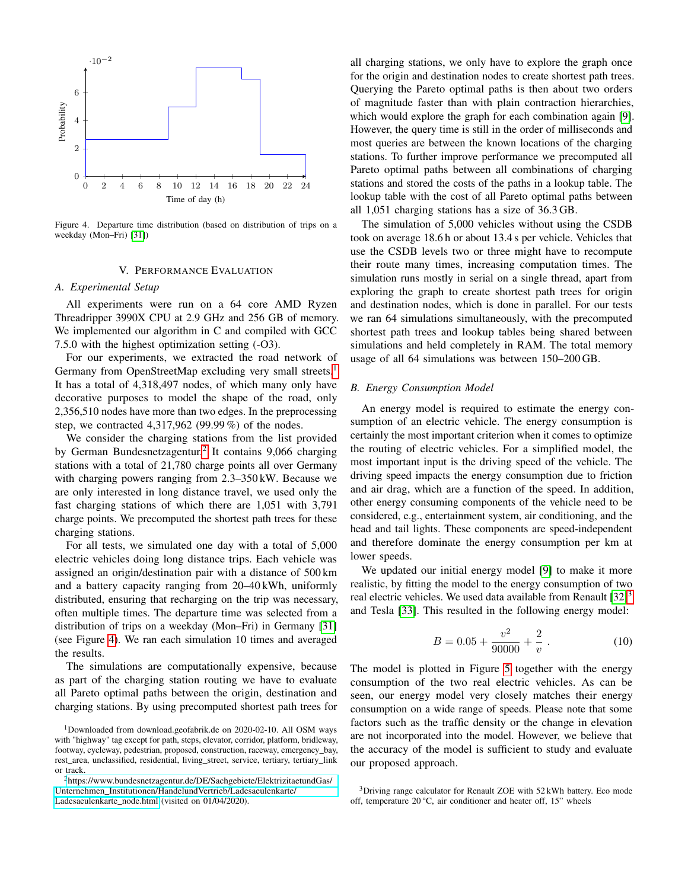Figure 4. Departure time distribution (based on distribution of trips on a weekday (Mon–Fri) [31])

## V. Performance Evaluation

### A. Experimental Setup

All experiments were run on a 64 core AMD Ryzen Threadripper 3990X CPU at 2.9 GHz and 256 GB of memory. We implemented our algorithm in C and compiled with GCC 7.5.0 with the highest optimization setting (-O3).

For our experiments, we extracted the road network of Germany from OpenStreetMap excluding very small streets.[1] It has a total of 4,318,497 nodes, of which many only have decorative purposes to model the shape of the road, only 2,356,510 nodes have more than two edges. In the preprocessing step, we contracted 4,317,962 (99.99 %) of the nodes.

We consider the charging stations from the list provided by German Bundesnetzagentur.[2] It contains 9,066 charging stations with a total of 21,780 charge points all over Germany with charging powers ranging from 2.3–350 kW. Because we are only interested in long distance travel, we used only the fast charging stations of which there are 1,051 with 3,791 charge points. We precomputed the shortest path trees for these charging stations.

For all tests, we simulated one day with a total of 5,000 electric vehicles doing long distance trips. Each vehicle was assigned an origin/destination pair with a distance of 500 km and a battery capacity ranging from 20–40 kWh, uniformly distributed, ensuring that recharging on the trip was necessary, often multiple times. The departure time was selected from a distribution of trips on a weekday (Mon–Fri) in Germany [31] (see Figure 4). We ran each simulation 10 times and averaged the results.

The simulations are computationally expensive, because as part of the charging station routing we have to evaluate all Pareto optimal paths between the origin, destination and charging stations. By using precomputed shortest path trees for all charging stations, we only have to explore the graph once for the origin and destination nodes to create shortest path trees. Querying the Pareto optimal paths is then about two orders of magnitude faster than with plain contraction hierarchies, which would explore the graph for each combination again [9]. However, the query time is still in the order of milliseconds and most queries are between the known locations of the charging stations. To further improve performance we precomputed all Pareto optimal paths between all combinations of charging stations and stored the costs of the paths in a lookup table. The lookup table with the cost of all Pareto optimal paths between all 1,051 charging stations has a size of 36.3 GB.

The simulation of 5,000 vehicles without using the CSDB took on average 18.6 h or about 13.4 s per vehicle. Vehicles that use the CSDB levels two or three might have to recompute their route many times, increasing computation times. The simulation runs mostly in serial on a single thread, apart from exploring the graph to create shortest path trees for origin and destination nodes, which is done in parallel. For our tests we ran 64 simulations simultaneously, with the precomputed shortest path trees and lookup tables being shared between simulations and held completely in RAM. The total memory usage of all 64 simulations was between 150–200 GB.

### B. Energy Consumption Model

An energy model is required to estimate the energy consumption of an electric vehicle. The energy consumption is certainly the most important criterion when it comes to optimize the routing of electric vehicles. For a simplified model, the most important input is the driving speed of the vehicle. The driving speed impacts the energy consumption due to friction and air drag, which are a function of the speed. In addition, other energy consuming components of the vehicle need to be considered, e.g., entertainment system, air conditioning, and the head and tail lights. These components are speed-independent and therefore dominate the energy consumption per km at lower speeds.

We updated our initial energy model [9] to make it more realistic, by fitting the model to the energy consumption of two real electric vehicles. We used data available from Renault [32],[3] and Tesla [33]. This resulted in the following energy model:

$$B = 0.05 + \frac{v^2}{90000} + \frac{2}{v}\ . \tag{10}$$

The model is plotted in Figure 5 together with the energy consumption of the two real electric vehicles. As can be seen, our energy model very closely matches their energy consumption on a wide range of speeds. Please note that some factors such as the traffic density or the change in elevation are not incorporated into the model. However, we believe that the accuracy of the model is sufficient to study and evaluate our proposed approach.

---

[1] Downloaded from download.geofabrik.de on 2020-02-10. All OSM ways with "highway" tag except for path, steps, elevator, corridor, platform, bridleway, footway, cycleway, pedestrian, proposed, construction, raceway, emergency_bay, rest_area, unclassified, residential, living_street, service, tertiary, tertiary_link or track.

[2] https://www.bundesnetzagentur.de/DE/Sachgebiete/ElektrizitaetundGas/Unternehmen_Institutionen/HandelundVertrieb/Ladesaeulenkarte/Ladesaeulenkarte_node.html (visited on 01/04/2020).

[3] Driving range calculator for Renault ZOE with 52 kWh battery. Eco mode off, temperature 20 °C, air conditioner and heater off, 15” wheels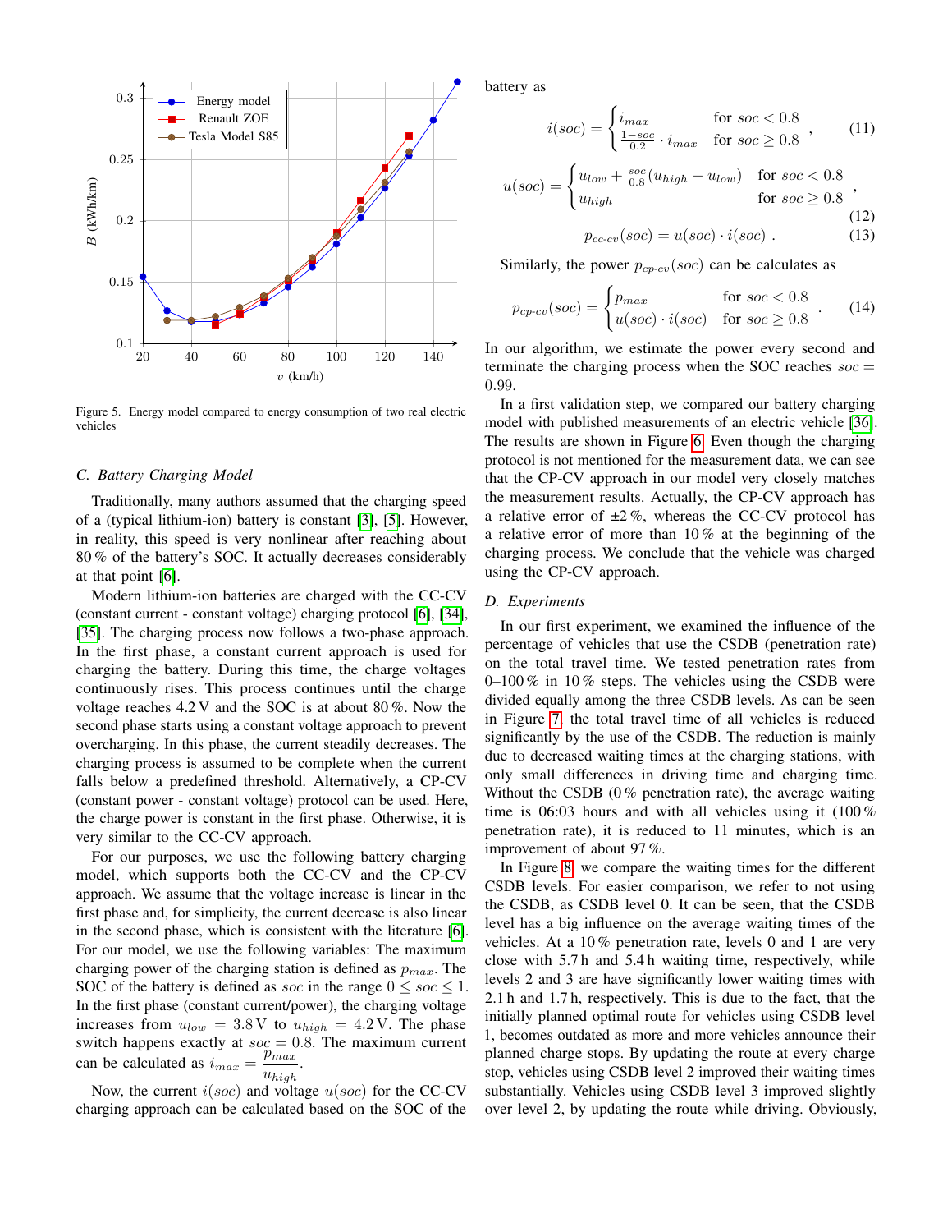Figure 5. Energy model compared to energy consumption of two real electric vehicles

### C. Battery Charging Model

Traditionally, many authors assumed that the charging speed of a (typical lithium-ion) battery is constant [3], [5]. However, in reality, this speed is very nonlinear after reaching about 80 % of the battery's SOC. It actually decreases considerably at that point [6].

Modern lithium-ion batteries are charged with the CC-CV (constant current - constant voltage) charging protocol [6], [34], [35]. The charging process now follows a two-phase approach. In the first phase, a constant current approach is used for charging the battery. During this time, the charge voltages continuously rises. This process continues until the charge voltage reaches 4.2 V and the SOC is at about 80 %. Now the second phase starts using a constant voltage approach to prevent overcharging. In this phase, the current steadily decreases. The charging process is assumed to be complete when the current falls below a predefined threshold. Alternatively, a CP-CV (constant power - constant voltage) protocol can be used. Here, the charge power is constant in the first phase. Otherwise, it is very similar to the CC-CV approach.

For our purposes, we use the following battery charging model, which supports both the CC-CV and the CP-CV approach. We assume that the voltage increase is linear in the first phase and, for simplicity, the current decrease is also linear in the second phase, which is consistent with the literature [6]. For our model, we use the following variables: The maximum charging power of the charging station is defined as $p_{max}$. The SOC of the battery is defined as $soc$ in the range $0 \leq soc \leq 1$. In the first phase (constant current/power), the charging voltage increases from $u_{low} = 3.8\,\text{V}$ to $u_{high} = 4.2\,\text{V}$. The phase switch happens exactly at $soc = 0.8$. The maximum current can be calculated as $i_{max} = \frac{p_{max}}{u_{high}}$.

Now, the current $i(soc)$ and voltage $u(soc)$ for the CC-CV charging approach can be calculated based on the SOC of the battery as

$$i(soc) = \begin{cases} i_{max} & \text{for } soc < 0.8 \\ \frac{1-soc}{0.2} \cdot i_{max} & \text{for } soc \geq 0.8 \end{cases} , \tag{11}$$

$$u(soc) = \begin{cases} u_{low} + \frac{soc}{0.8}(u_{high} - u_{low}) & \text{for } soc < 0.8 \\ u_{high} & \text{for } soc \geq 0.8 \end{cases} , \tag{12}$$

$$p_{cc\text{-}cv}(soc) = u(soc) \cdot i(soc) \; . \tag{13}$$

Similarly, the power $p_{cp\text{-}cv}(soc)$ can be calculates as

$$p_{cp\text{-}cv}(soc) = \begin{cases} p_{max} & \text{for } soc < 0.8 \\ u(soc) \cdot i(soc) & \text{for } soc \geq 0.8 \end{cases} . \tag{14}$$

In our algorithm, we estimate the power every second and terminate the charging process when the SOC reaches $soc = 0.99$.

In a first validation step, we compared our battery charging model with published measurements of an electric vehicle [36]. The results are shown in Figure 6. Even though the charging protocol is not mentioned for the measurement data, we can see that the CP-CV approach in our model very closely matches the measurement results. Actually, the CP-CV approach has a relative error of ±2 %, whereas the CC-CV protocol has a relative error of more than 10 % at the beginning of the charging process. We conclude that the vehicle was charged using the CP-CV approach.

### D. Experiments

In our first experiment, we examined the influence of the percentage of vehicles that use the CSDB (penetration rate) on the total travel time. We tested penetration rates from 0–100 % in 10 % steps. The vehicles using the CSDB were divided equally among the three CSDB levels. As can be seen in Figure 7, the total travel time of all vehicles is reduced significantly by the use of the CSDB. The reduction is mainly due to decreased waiting times at the charging stations, with only small differences in driving time and charging time. Without the CSDB (0 % penetration rate), the average waiting time is 06:03 hours and with all vehicles using it (100 % penetration rate), it is reduced to 11 minutes, which is an improvement of about 97 %.

In Figure 8, we compare the waiting times for the different CSDB levels. For easier comparison, we refer to not using the CSDB, as CSDB level 0. It can be seen, that the CSDB level has a big influence on the average waiting times of the vehicles. At a 10 % penetration rate, levels 0 and 1 are very close with 5.7 h and 5.4 h waiting time, respectively, while levels 2 and 3 are have significantly lower waiting times with 2.1 h and 1.7 h, respectively. This is due to the fact, that the initially planned optimal route for vehicles using CSDB level 1, becomes outdated as more and more vehicles announce their planned charge stops. By updating the route at every charge stop, vehicles using CSDB level 2 improved their waiting times substantially. Vehicles using CSDB level 3 improved slightly over level 2, by updating the route while driving. Obviously,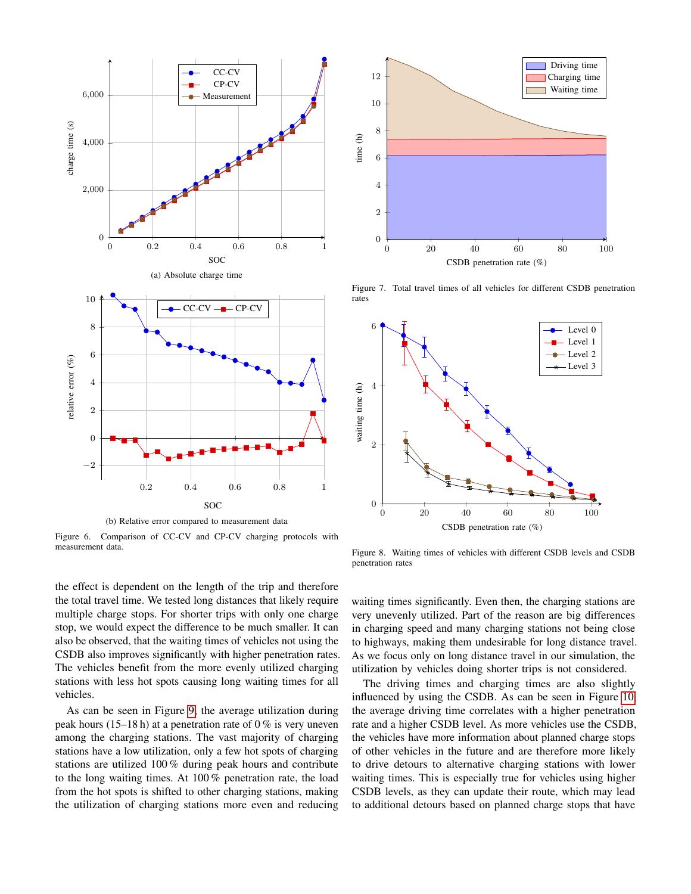(a) Absolute charge time

(b) Relative error compared to measurement data

Figure 6. Comparison of CC-CV and CP-CV charging protocols with measurement data.

Figure 7. Total travel times of all vehicles for different CSDB penetration rates

Figure 8. Waiting times of vehicles with different CSDB levels and CSDB penetration rates

the effect is dependent on the length of the trip and therefore the total travel time. We tested long distances that likely require multiple charge stops. For shorter trips with only one charge stop, we would expect the difference to be much smaller. It can also be observed, that the waiting times of vehicles not using the CSDB also improves significantly with higher penetration rates. The vehicles benefit from the more evenly utilized charging stations with less hot spots causing long waiting times for all vehicles.

As can be seen in Figure 9, the average utilization during peak hours (15–18 h) at a penetration rate of 0 % is very uneven among the charging stations. The vast majority of charging stations have a low utilization, only a few hot spots of charging stations are utilized 100 % during peak hours and contribute to the long waiting times. At 100 % penetration rate, the load from the hot spots is shifted to other charging stations, making the utilization of charging stations more even and reducing waiting times significantly. Even then, the charging stations are very unevenly utilized. Part of the reason are big differences in charging speed and many charging stations not being close to highways, making them undesirable for long distance travel. As we focus only on long distance travel in our simulation, the utilization by vehicles doing shorter trips is not considered.

The driving times and charging times are also slightly influenced by using the CSDB. As can be seen in Figure 10, the average driving time correlates with a higher penetration rate and a higher CSDB level. As more vehicles use the CSDB, the vehicles have more information about planned charge stops of other vehicles in the future and are therefore more likely to drive detours to alternative charging stations with lower waiting times. This is especially true for vehicles using higher CSDB levels, as they can update their route, which may lead to additional detours based on planned charge stops that have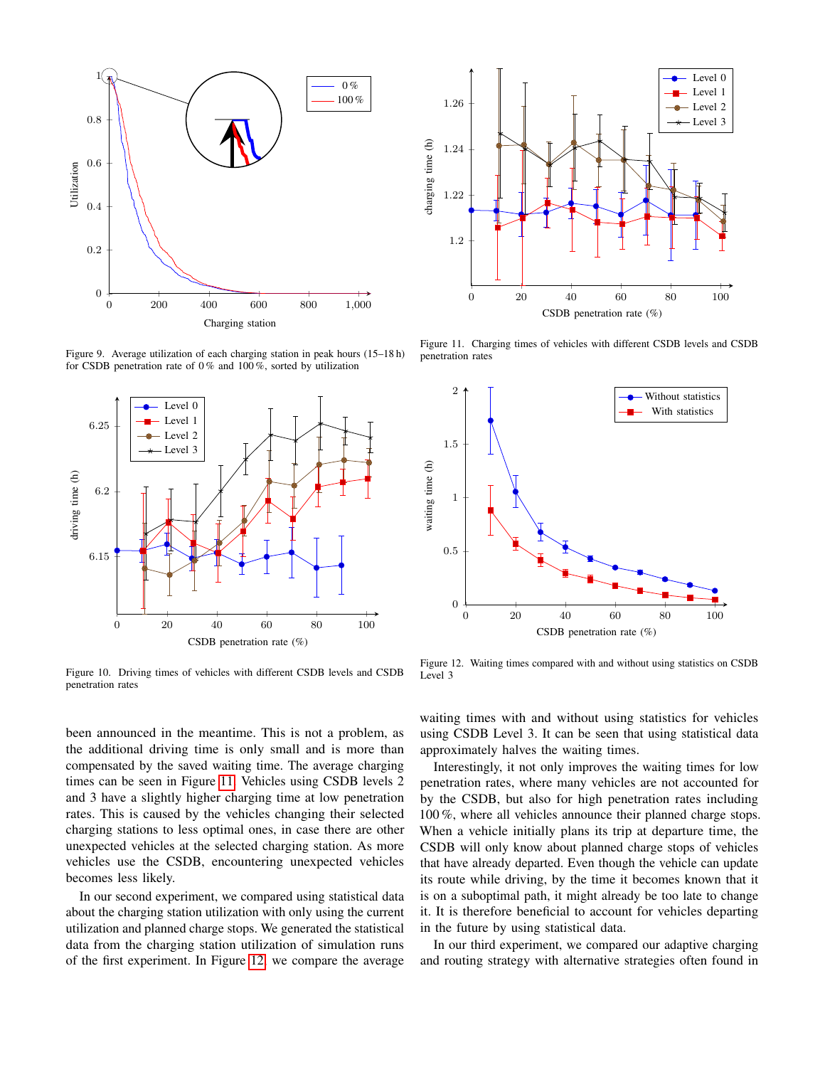Figure 9. Average utilization of each charging station in peak hours (15–18 h) for CSDB penetration rate of 0 % and 100 %, sorted by utilization

Figure 11. Charging times of vehicles with different CSDB levels and CSDB penetration rates

Figure 10. Driving times of vehicles with different CSDB levels and CSDB penetration rates

Figure 12. Waiting times compared with and without using statistics on CSDB Level 3

been announced in the meantime. This is not a problem, as the additional driving time is only small and is more than compensated by the saved waiting time. The average charging times can be seen in Figure 11. Vehicles using CSDB levels 2 and 3 have a slightly higher charging time at low penetration rates. This is caused by the vehicles changing their selected charging stations to less optimal ones, in case there are other unexpected vehicles at the selected charging station. As more vehicles use the CSDB, encountering unexpected vehicles becomes less likely.

In our second experiment, we compared using statistical data about the charging station utilization with only using the current utilization and planned charge stops. We generated the statistical data from the charging station utilization of simulation runs of the first experiment. In Figure 12, we compare the average waiting times with and without using statistics for vehicles using CSDB Level 3. It can be seen that using statistical data approximately halves the waiting times.

Interestingly, it not only improves the waiting times for low penetration rates, where many vehicles are not accounted for by the CSDB, but also for high penetration rates including 100 %, where all vehicles announce their planned charge stops. When a vehicle initially plans its trip at departure time, the CSDB will only know about planned charge stops of vehicles that have already departed. Even though the vehicle can update its route while driving, by the time it becomes known that it is on a suboptimal path, it might already be too late to change it. It is therefore beneficial to account for vehicles departing in the future by using statistical data.

In our third experiment, we compared our adaptive charging and routing strategy with alternative strategies often found in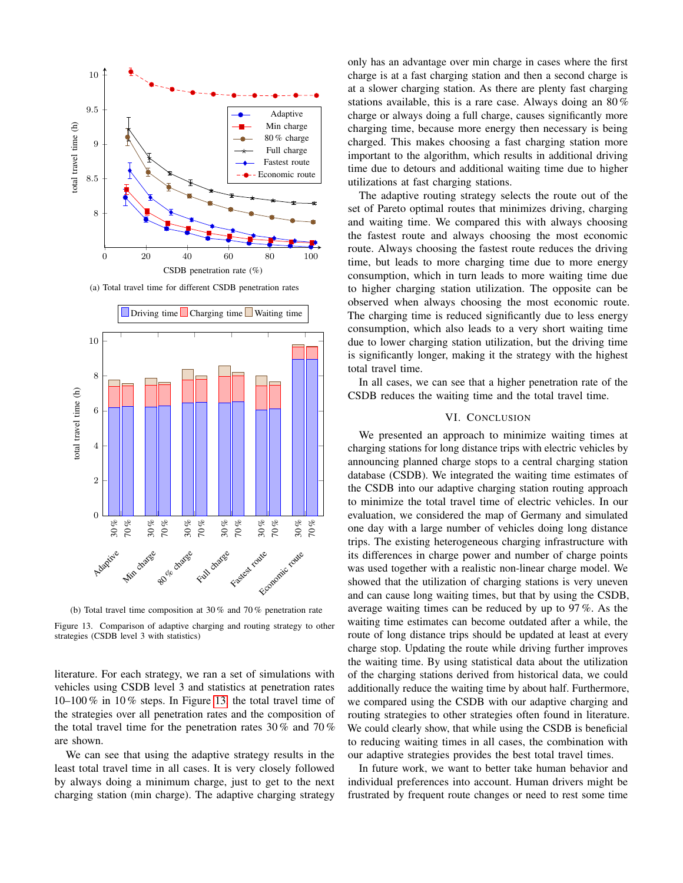(a) Total travel time for different CSDB penetration rates

(b) Total travel time composition at 30 % and 70 % penetration rate

Figure 13. Comparison of adaptive charging and routing strategy to other strategies (CSDB level 3 with statistics)

literature. For each strategy, we ran a set of simulations with vehicles using CSDB level 3 and statistics at penetration rates 10–100 % in 10 % steps. In Figure 13, the total travel time of the strategies over all penetration rates and the composition of the total travel time for the penetration rates 30 % and 70 % are shown.

We can see that using the adaptive strategy results in the least total travel time in all cases. It is very closely followed by always doing a minimum charge, just to get to the next charging station (min charge). The adaptive charging strategy only has an advantage over min charge in cases where the first charge is at a fast charging station and then a second charge is at a slower charging station. As there are plenty fast charging stations available, this is a rare case. Always doing an 80 % charge or always doing a full charge, causes significantly more charging time, because more energy then necessary is being charged. This makes choosing a fast charging station more important to the algorithm, which results in additional driving time due to detours and additional waiting time due to higher utilizations at fast charging stations.

The adaptive routing strategy selects the route out of the set of Pareto optimal routes that minimizes driving, charging and waiting time. We compared this with always choosing the fastest route and always choosing the most economic route. Always choosing the fastest route reduces the driving time, but leads to more charging time due to more energy consumption, which in turn leads to more waiting time due to higher charging station utilization. The opposite can be observed when always choosing the most economic route. The charging time is reduced significantly due to less energy consumption, which also leads to a very short waiting time due to lower charging station utilization, but the driving time is significantly longer, making it the strategy with the highest total travel time.

In all cases, we can see that a higher penetration rate of the CSDB reduces the waiting time and the total travel time.

## VI. Conclusion

We presented an approach to minimize waiting times at charging stations for long distance trips with electric vehicles by announcing planned charge stops to a central charging station database (CSDB). We integrated the waiting time estimates of the CSDB into our adaptive charging station routing approach to minimize the total travel time of electric vehicles. In our evaluation, we considered the map of Germany and simulated one day with a large number of vehicles doing long distance trips. The existing heterogeneous charging infrastructure with its differences in charge power and number of charge points was used together with a realistic non-linear charge model. We showed that the utilization of charging stations is very uneven and can cause long waiting times, but that by using the CSDB, average waiting times can be reduced by up to 97 %. As the waiting time estimates can become outdated after a while, the route of long distance trips should be updated at least at every charge stop. Updating the route while driving further improves the waiting time. By using statistical data about the utilization of the charging stations derived from historical data, we could additionally reduce the waiting time by about half. Furthermore, we compared using the CSDB with our adaptive charging and routing strategies to other strategies often found in literature. We could clearly show, that while using the CSDB is beneficial to reducing waiting times in all cases, the combination with our adaptive strategies provides the best total travel times.

In future work, we want to better take human behavior and individual preferences into account. Human drivers might be frustrated by frequent route changes or need to rest some time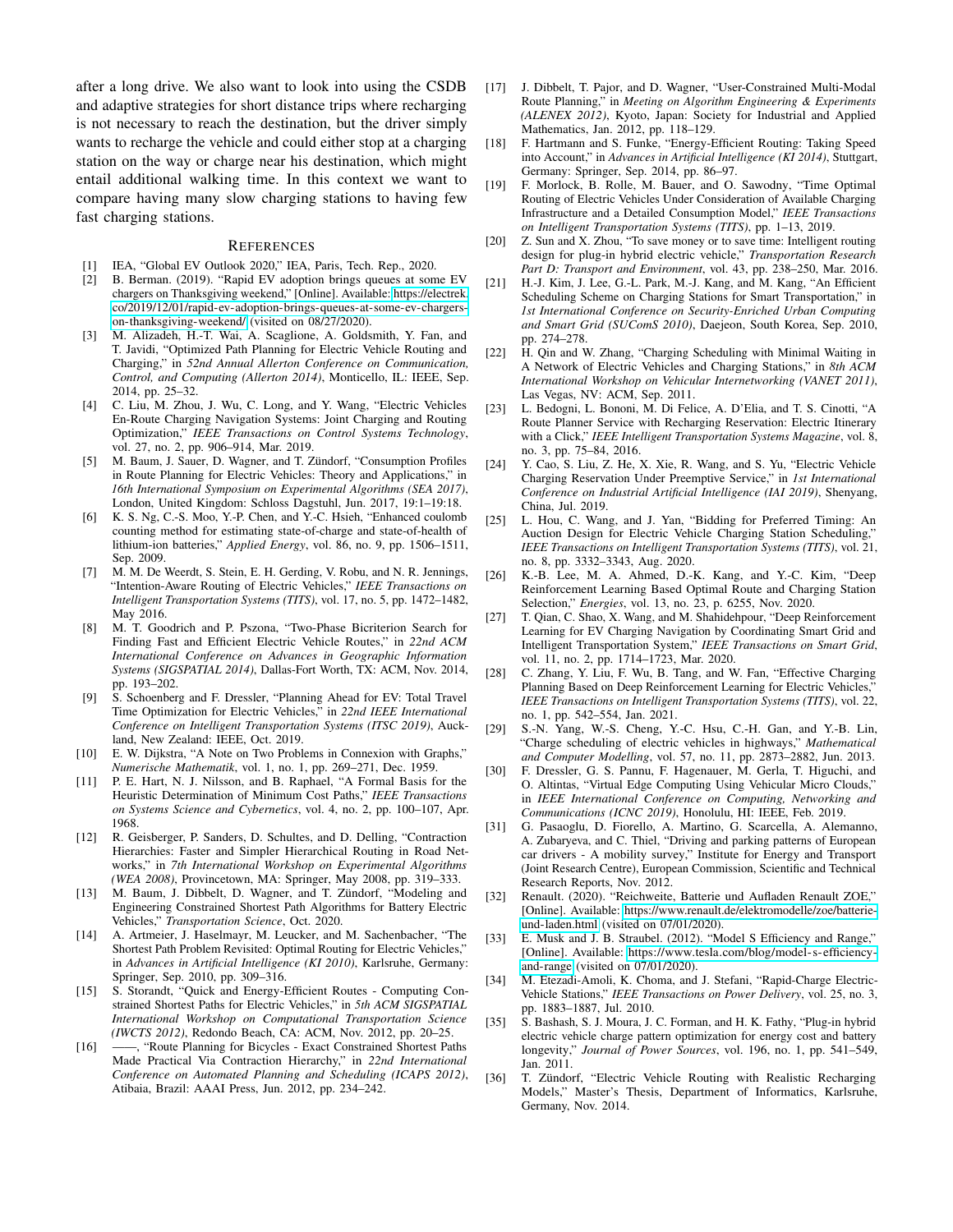after a long drive. We also want to look into using the CSDB and adaptive strategies for short distance trips where recharging is not necessary to reach the destination, but the driver simply wants to recharge the vehicle and could either stop at a charging station on the way or charge near his destination, which might entail additional walking time. In this context we want to compare having many slow charging stations to having few fast charging stations.

## References

[1] IEA, "Global EV Outlook 2020," IEA, Paris, Tech. Rep., 2020.

[2] B. Berman. (2019). "Rapid EV adoption brings queues at some EV chargers on Thanksgiving weekend," [Online]. Available: https://electrek.co/2019/12/01/rapid-ev-adoption-brings-queues-at-some-ev-chargers-on-thanksgiving-weekend/ (visited on 08/27/2020).

[3] M. Alizadeh, H.-T. Wai, A. Scaglione, A. Goldsmith, Y. Fan, and T. Javidi, "Optimized Path Planning for Electric Vehicle Routing and Charging," in *52nd Annual Allerton Conference on Communication, Control, and Computing (Allerton 2014)*, Monticello, IL: IEEE, Sep. 2014, pp. 25–32.

[4] C. Liu, M. Zhou, J. Wu, C. Long, and Y. Wang, "Electric Vehicles En-Route Charging Navigation Systems: Joint Charging and Routing Optimization," *IEEE Transactions on Control Systems Technology*, vol. 27, no. 2, pp. 906–914, Mar. 2019.

[5] M. Baum, J. Sauer, D. Wagner, and T. Zündorf, "Consumption Profiles in Route Planning for Electric Vehicles: Theory and Applications," in *16th International Symposium on Experimental Algorithms (SEA 2017)*, London, United Kingdom: Schloss Dagstuhl, Jun. 2017, 19:1–19:18.

[6] K. S. Ng, C.-S. Moo, Y.-P. Chen, and Y.-C. Hsieh, "Enhanced coulomb counting method for estimating state-of-charge and state-of-health of lithium-ion batteries," *Applied Energy*, vol. 86, no. 9, pp. 1506–1511, Sep. 2009.

[7] M. M. De Weerdt, S. Stein, E. H. Gerding, V. Robu, and N. R. Jennings, "Intention-Aware Routing of Electric Vehicles," *IEEE Transactions on Intelligent Transportation Systems (TITS)*, vol. 17, no. 5, pp. 1472–1482, May 2016.

[8] M. T. Goodrich and P. Pszona, "Two-Phase Bicriterion Search for Finding Fast and Efficient Electric Vehicle Routes," in *22nd ACM International Conference on Advances in Geographic Information Systems (SIGSPATIAL 2014)*, Dallas-Fort Worth, TX: ACM, Nov. 2014, pp. 193–202.

[9] S. Schoenberg and F. Dressler, "Planning Ahead for EV: Total Travel Time Optimization for Electric Vehicles," in *22nd IEEE International Conference on Intelligent Transportation Systems (ITSC 2019)*, Auckland, New Zealand: IEEE, Oct. 2019.

[10] E. W. Dijkstra, "A Note on Two Problems in Connexion with Graphs," *Numerische Mathematik*, vol. 1, no. 1, pp. 269–271, Dec. 1959.

[11] P. E. Hart, N. J. Nilsson, and B. Raphael, "A Formal Basis for the Heuristic Determination of Minimum Cost Paths," *IEEE Transactions on Systems Science and Cybernetics*, vol. 4, no. 2, pp. 100–107, Apr. 1968.

[12] R. Geisberger, P. Sanders, D. Schultes, and D. Delling, "Contraction Hierarchies: Faster and Simpler Hierarchical Routing in Road Networks," in *7th International Workshop on Experimental Algorithms (WEA 2008)*, Provincetown, MA: Springer, May 2008, pp. 319–333.

[13] M. Baum, J. Dibbelt, D. Wagner, and T. Zündorf, "Modeling and Engineering Constrained Shortest Path Algorithms for Battery Electric Vehicles," *Transportation Science*, Oct. 2020.

[14] A. Artmeier, J. Haselmayr, M. Leucker, and M. Sachenbacher, "The Shortest Path Problem Revisited: Optimal Routing for Electric Vehicles," in *Advances in Artificial Intelligence (KI 2010)*, Karlsruhe, Germany: Springer, Sep. 2010, pp. 309–316.

[15] S. Storandt, "Quick and Energy-Efficient Routes - Computing Constrained Shortest Paths for Electric Vehicles," in *5th ACM SIGSPATIAL International Workshop on Computational Transportation Science (IWCTS 2012)*, Redondo Beach, CA: ACM, Nov. 2012, pp. 20–25.

[16] ——, "Route Planning for Bicycles - Exact Constrained Shortest Paths Made Practical Via Contraction Hierarchy," in *22nd International Conference on Automated Planning and Scheduling (ICAPS 2012)*, Atibaia, Brazil: AAAI Press, Jun. 2012, pp. 234–242.

[17] J. Dibbelt, T. Pajor, and D. Wagner, "User-Constrained Multi-Modal Route Planning," in *Meeting on Algorithm Engineering & Experiments (ALENEX 2012)*, Kyoto, Japan: Society for Industrial and Applied Mathematics, Jan. 2012, pp. 118–129.

[18] F. Hartmann and S. Funke, "Energy-Efficient Routing: Taking Speed into Account," in *Advances in Artificial Intelligence (KI 2014)*, Stuttgart, Germany: Springer, Sep. 2014, pp. 86–97.

[19] F. Morlock, B. Rolle, M. Bauer, and O. Sawodny, "Time Optimal Routing of Electric Vehicles Under Consideration of Available Charging Infrastructure and a Detailed Consumption Model," *IEEE Transactions on Intelligent Transportation Systems (TITS)*, pp. 1–13, 2019.

[20] Z. Sun and X. Zhou, "To save money or to save time: Intelligent routing design for plug-in hybrid electric vehicle," *Transportation Research Part D: Transport and Environment*, vol. 43, pp. 238–250, Mar. 2016.

[21] H.-J. Kim, J. Lee, G.-L. Park, M.-J. Kang, and M. Kang, "An Efficient Scheduling Scheme on Charging Stations for Smart Transportation," in *1st International Conference on Security-Enriched Urban Computing and Smart Grid (SUComS 2010)*, Daejeon, South Korea, Sep. 2010, pp. 274–278.

[22] H. Qin and W. Zhang, "Charging Scheduling with Minimal Waiting in A Network of Electric Vehicles and Charging Stations," in *8th ACM International Workshop on Vehicular Internetworking (VANET 2011)*, Las Vegas, NV: ACM, Sep. 2011.

[23] L. Bedogni, L. Bononi, M. Di Felice, A. D'Elia, and T. S. Cinotti, "A Route Planner Service with Recharging Reservation: Electric Itinerary with a Click," *IEEE Intelligent Transportation Systems Magazine*, vol. 8, no. 3, pp. 75–84, 2016.

[24] Y. Cao, S. Liu, Z. He, X. Xie, R. Wang, and S. Yu, "Electric Vehicle Charging Reservation Under Preemptive Service," in *1st International Conference on Industrial Artificial Intelligence (IAI 2019)*, Shenyang, China, Jul. 2019.

[25] L. Hou, C. Wang, and J. Yan, "Bidding for Preferred Timing: An Auction Design for Electric Vehicle Charging Station Scheduling," *IEEE Transactions on Intelligent Transportation Systems (TITS)*, vol. 21, no. 8, pp. 3332–3343, Aug. 2020.

[26] K.-B. Lee, M. A. Ahmed, D.-K. Kang, and Y.-C. Kim, "Deep Reinforcement Learning Based Optimal Route and Charging Station Selection," *Energies*, vol. 13, no. 23, p. 6255, Nov. 2020.

[27] T. Qian, C. Shao, X. Wang, and M. Shahidehpour, "Deep Reinforcement Learning for EV Charging Navigation by Coordinating Smart Grid and Intelligent Transportation System," *IEEE Transactions on Smart Grid*, vol. 11, no. 2, pp. 1714–1723, Mar. 2020.

[28] C. Zhang, Y. Liu, F. Wu, B. Tang, and W. Fan, "Effective Charging Planning Based on Deep Reinforcement Learning for Electric Vehicles," *IEEE Transactions on Intelligent Transportation Systems (TITS)*, vol. 22, no. 1, pp. 542–554, Jan. 2021.

[29] S.-N. Yang, W.-S. Cheng, Y.-C. Hsu, C.-H. Gan, and Y.-B. Lin, "Charge scheduling of electric vehicles in highways," *Mathematical and Computer Modelling*, vol. 57, no. 11, pp. 2873–2882, Jun. 2013.

[30] F. Dressler, G. S. Pannu, F. Hagenauer, M. Gerla, T. Higuchi, and O. Altintas, "Virtual Edge Computing Using Vehicular Micro Clouds," in *IEEE International Conference on Computing, Networking and Communications (ICNC 2019)*, Honolulu, HI: IEEE, Feb. 2019.

[31] G. Pasaoglu, D. Fiorello, A. Martino, G. Scarcella, A. Alemanno, A. Zubaryeva, and C. Thiel, "Driving and parking patterns of European car drivers - A mobility survey," Institute for Energy and Transport (Joint Research Centre), European Commission, Scientific and Technical Research Reports, Nov. 2012.

[32] Renault. (2020). "Reichweite, Batterie und Aufladen Renault ZOE," [Online]. Available: https://www.renault.de/elektromodelle/zoe/batterie-und-laden.html (visited on 07/01/2020).

[33] E. Musk and J. B. Straubel. (2012). "Model S Efficiency and Range," [Online]. Available: https://www.tesla.com/blog/model-s-efficiency-and-range (visited on 07/01/2020).

[34] M. Etezadi-Amoli, K. Choma, and J. Stefani, "Rapid-Charge Electric-Vehicle Stations," *IEEE Transactions on Power Delivery*, vol. 25, no. 3, pp. 1883–1887, Jul. 2010.

[35] S. Bashash, S. J. Moura, J. C. Forman, and H. K. Fathy, "Plug-in hybrid electric vehicle charge pattern optimization for energy cost and battery longevity," *Journal of Power Sources*, vol. 196, no. 1, pp. 541–549, Jan. 2011.

[36] T. Zündorf, "Electric Vehicle Routing with Realistic Recharging Models," Master's Thesis, Department of Informatics, Karlsruhe, Germany, Nov. 2014.